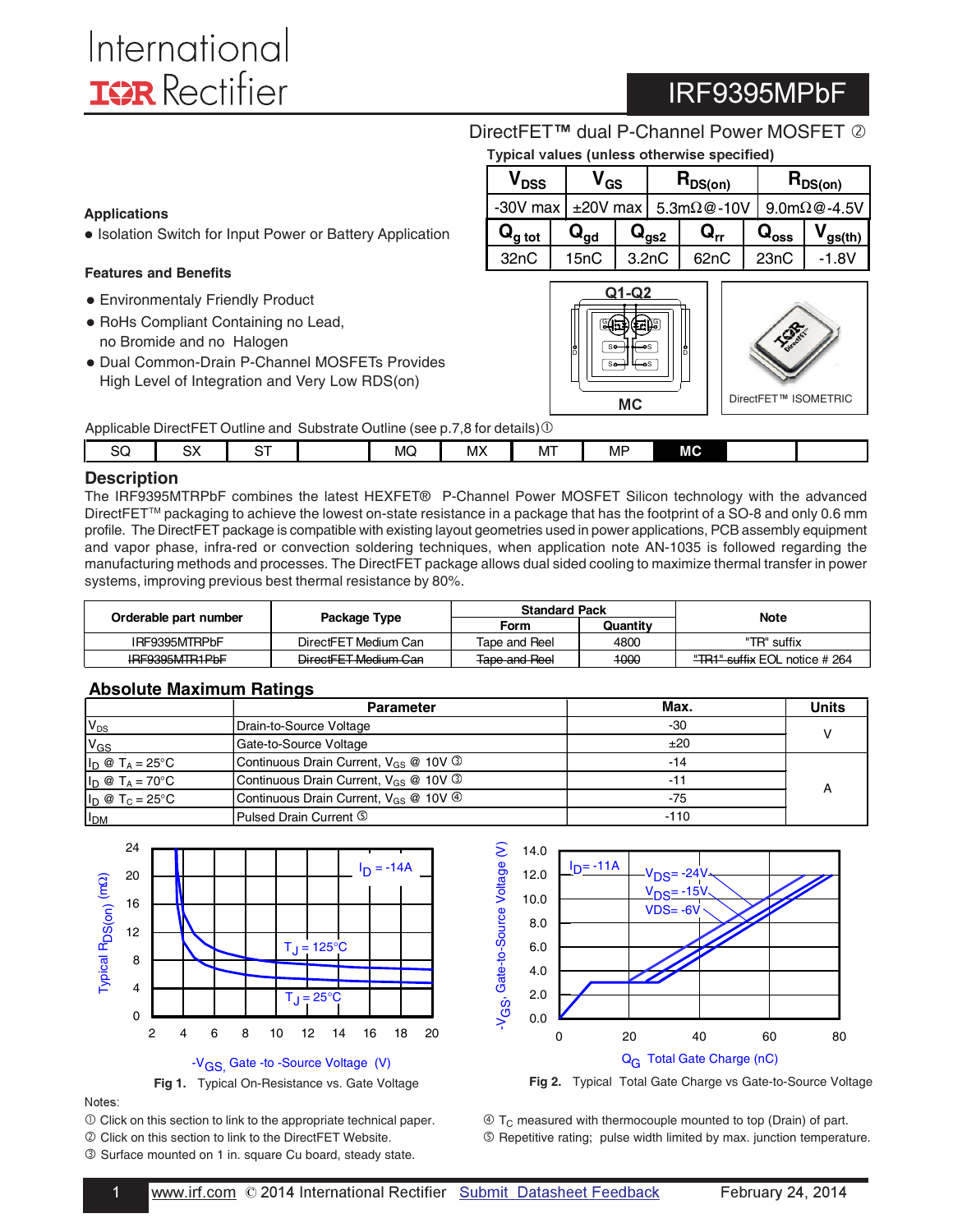# International IOR Rectifier

# IRF9395MPbF

## DirectFET™ dual P-Channel Power MOSFET ②

**Typical values (unless otherwise specified)**

| $V_{DSS}$ | $V_{GS}$ | $R_{DS(on)}$ | $R_{DS(on)}$ |
|---|---|---|---|
| -30V max | ±20V max | 5.3mΩ@-10V | 9.0mΩ@-4.5V |

| $Q_{g\ tot}$ | $Q_{gd}$ | $Q_{gs2}$ | $Q_{rr}$ | $Q_{oss}$ | $V_{gs(th)}$ |
|---|---|---|---|---|---|
| 32nC | 15nC | 3.2nC | 62nC | 23nC | -1.8V |

### Applications

- Isolation Switch for Input Power or Battery Application

### Features and Benefits

- Environmentaly Friendly Product
- RoHs Compliant Containing no Lead, no Bromide and no Halogen
- Dual Common-Drain P-Channel MOSFETs Provides High Level of Integration and Very Low RDS(on)

Q1-Q2

MC

DirectFET™ ISOMETRIC

Applicable DirectFET Outline and Substrate Outline (see p.7,8 for details)①

| SQ | SX | ST | | MQ | MX | MT | MP | **MC** | | |
|---|---|---|---|---|---|---|---|---|---|---|

## Description

The IRF9395MTRPbF combines the latest HEXFET® P-Channel Power MOSFET Silicon technology with the advanced DirectFET™ packaging to achieve the lowest on-state resistance in a package that has the footprint of a SO-8 and only 0.6 mm profile. The DirectFET package is compatible with existing layout geometries used in power applications, PCB assembly equipment and vapor phase, infra-red or convection soldering techniques, when application note AN-1035 is followed regarding the manufacturing methods and processes. The DirectFET package allows dual sided cooling to maximize thermal transfer in power systems, improving previous best thermal resistance by 80%.

| Orderable part number | Package Type | Standard Pack | | Note |
|---|---|---|---|---|
| | | Form | Quantity | |
| IRF9395MTRPbF | DirectFET Medium Can | Tape and Reel | 4800 | "TR" suffix |
| ~~IRF9395MTR1PbF~~ | ~~DirectFET Medium Can~~ | ~~Tape and Reel~~ | ~~1000~~ | ~~"TR1" suffix~~ EOL notice # 264 |

## Absolute Maximum Ratings

| | Parameter | Max. | Units |
|---|---|---|---|
| $V_{DS}$ | Drain-to-Source Voltage | -30 | V |
| $V_{GS}$ | Gate-to-Source Voltage | ±20 | V |
| $I_D$ @ $T_A$ = 25°C | Continuous Drain Current, $V_{GS}$ @ 10V ③ | -14 | A |
| $I_D$ @ $T_A$ = 70°C | Continuous Drain Current, $V_{GS}$ @ 10V ③ | -11 | A |
| $I_D$ @ $T_C$ = 25°C | Continuous Drain Current, $V_{GS}$ @ 10V ④ | -75 | A |
| $I_{DM}$ | Pulsed Drain Current ⑤ | -110 | A |

**Fig 1.** Typical On-Resistance vs. Gate Voltage

**Fig 2.** Typical Total Gate Charge vs Gate-to-Source Voltage

Notes:

① Click on this section to link to the appropriate technical paper.
② Click on this section to link to the DirectFET Website.
③ Surface mounted on 1 in. square Cu board, steady state.
④ $T_C$ measured with thermocouple mounted to top (Drain) of part.
⑤ Repetitive rating; pulse width limited by max. junction temperature.

www.irf.com © 2014 International Rectifier Submit Datasheet Feedback February 24, 2014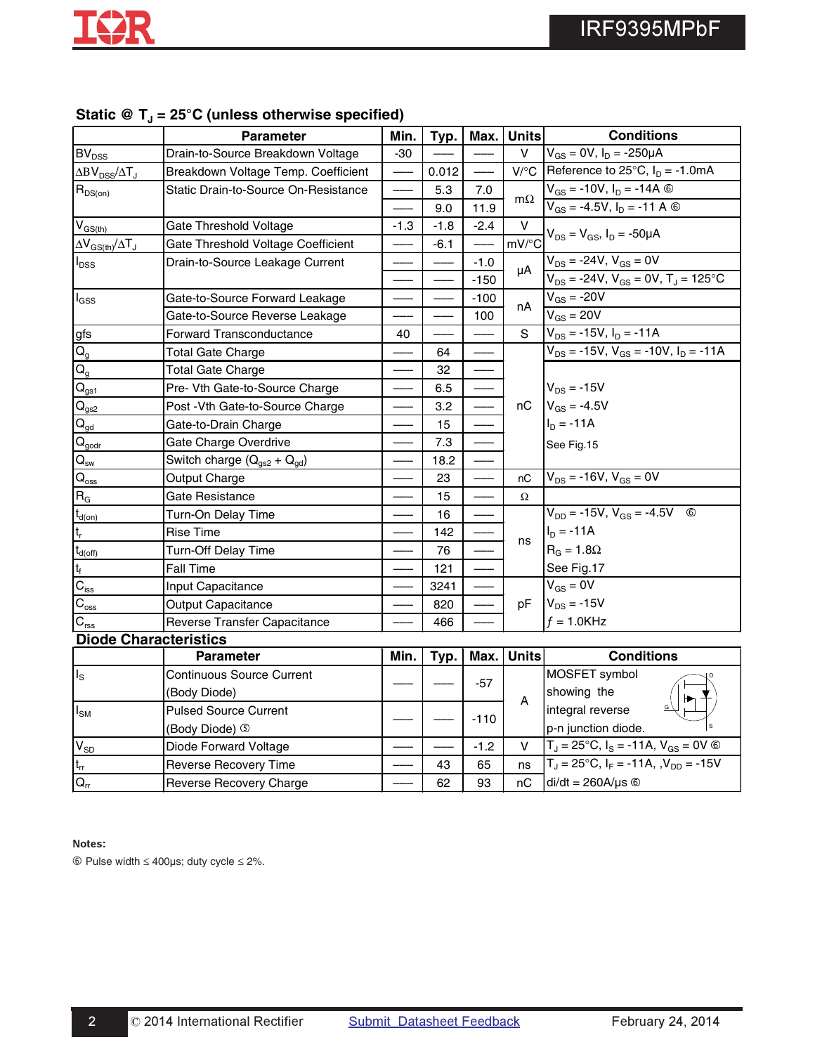## Static @ $T_J$ = 25°C (unless otherwise specified)

| | Parameter | Min. | Typ. | Max. | Units | Conditions |
|---|---|---|---|---|---|---|
| $BV_{DSS}$ | Drain-to-Source Breakdown Voltage | -30 | —— | —— | V | $V_{GS}$ = 0V, $I_D$ = -250μA |
| $\Delta BV_{DSS}/\Delta T_J$ | Breakdown Voltage Temp. Coefficient | —— | 0.012 | —— | V/°C | Reference to 25°C, $I_D$ = -1.0mA |
| $R_{DS(on)}$ | Static Drain-to-Source On-Resistance | —— | 5.3 | 7.0 | mΩ | $V_{GS}$ = -10V, $I_D$ = -14A ⑥ |
| | | —— | 9.0 | 11.9 | | $V_{GS}$ = -4.5V, $I_D$ = -11 A ⑥ |
| $V_{GS(th)}$ | Gate Threshold Voltage | -1.3 | -1.8 | -2.4 | V | $V_{DS}$ = $V_{GS}$, $I_D$ = -50μA |
| $\Delta V_{GS(th)}/\Delta T_J$ | Gate Threshold Voltage Coefficient | —— | -6.1 | —— | mV/°C | |
| $I_{DSS}$ | Drain-to-Source Leakage Current | —— | —— | -1.0 | μA | $V_{DS}$ = -24V, $V_{GS}$ = 0V |
| | | —— | —— | -150 | | $V_{DS}$ = -24V, $V_{GS}$ = 0V, $T_J$ = 125°C |
| $I_{GSS}$ | Gate-to-Source Forward Leakage | —— | —— | -100 | nA | $V_{GS}$ = -20V |
| | Gate-to-Source Reverse Leakage | —— | —— | 100 | | $V_{GS}$ = 20V |
| gfs | Forward Transconductance | 40 | —— | —— | S | $V_{DS}$ = -15V, $I_D$ = -11A |
| $Q_g$ | Total Gate Charge | —— | 64 | —— | nC | $V_{DS}$ = -15V, $V_{GS}$ = -10V, $I_D$ = -11A |
| $Q_g$ | Total Gate Charge | —— | 32 | —— | | $V_{DS}$ = -15V |
| $Q_{gs1}$ | Pre- Vth Gate-to-Source Charge | —— | 6.5 | —— | | $V_{GS}$ = -4.5V |
| $Q_{gs2}$ | Post -Vth Gate-to-Source Charge | —— | 3.2 | —— | | $I_D$ = -11A |
| $Q_{gd}$ | Gate-to-Drain Charge | —— | 15 | —— | | See Fig.15 |
| $Q_{godr}$ | Gate Charge Overdrive | —— | 7.3 | —— | | |
| $Q_{sw}$ | Switch charge ($Q_{gs2}$ + $Q_{gd}$) | —— | 18.2 | —— | | |
| $Q_{oss}$ | Output Charge | —— | 23 | —— | nC | $V_{DS}$ = -16V, $V_{GS}$ = 0V |
| $R_G$ | Gate Resistance | —— | 15 | —— | Ω | |
| $t_{d(on)}$ | Turn-On Delay Time | —— | 16 | —— | ns | $V_{DD}$ = -15V, $V_{GS}$ = -4.5V ⑥ |
| $t_r$ | Rise Time | —— | 142 | —— | | $I_D$ = -11A |
| $t_{d(off)}$ | Turn-Off Delay Time | —— | 76 | —— | | $R_G$ = 1.8Ω |
| $t_f$ | Fall Time | —— | 121 | —— | | See Fig.17 |
| $C_{iss}$ | Input Capacitance | —— | 3241 | —— | pF | $V_{GS}$ = 0V |
| $C_{oss}$ | Output Capacitance | —— | 820 | —— | | $V_{DS}$ = -15V |
| $C_{rss}$ | Reverse Transfer Capacitance | —— | 466 | —— | | $f$ = 1.0KHz |

## Diode Characteristics

| | Parameter | Min. | Typ. | Max. | Units | Conditions |
|---|---|---|---|---|---|---|
| $I_S$ | Continuous Source Current (Body Diode) | —— | —— | -57 | A | MOSFET symbol showing the integral reverse p-n junction diode. |
| $I_{SM}$ | Pulsed Source Current (Body Diode) ⑤ | —— | —— | -110 | | |
| $V_{SD}$ | Diode Forward Voltage | —— | —— | -1.2 | V | $T_J$ = 25°C, $I_S$ = -11A, $V_{GS}$ = 0V ⑥ |
| $t_{rr}$ | Reverse Recovery Time | —— | 43 | 65 | ns | $T_J$ = 25°C, $I_F$ = -11A, ,$V_{DD}$ = -15V |
| $Q_{rr}$ | Reverse Recovery Charge | —— | 62 | 93 | nC | di/dt = 260A/μs ⑥ |

**Notes:**

⑥ Pulse width ≤ 400μs; duty cycle ≤ 2%.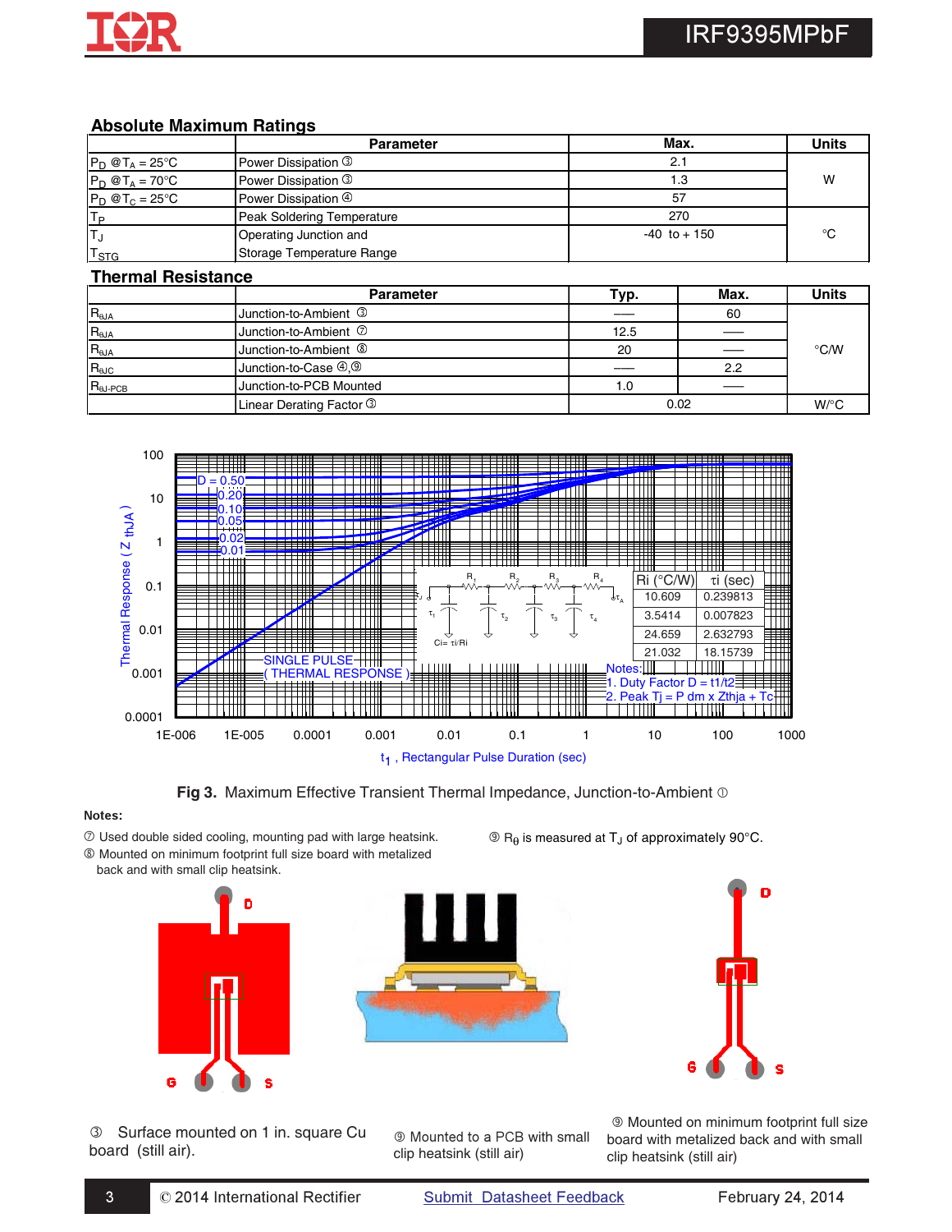## Absolute Maximum Ratings

| | Parameter | Max. | Units |
|---|---|---|---|
| $P_D$ @$T_A$ = 25°C | Power Dissipation ③ | 2.1 | W |
| $P_D$ @$T_A$ = 70°C | Power Dissipation ③ | 1.3 | |
| $P_D$ @$T_C$ = 25°C | Power Dissipation ④ | 57 | |
| $T_P$ | Peak Soldering Temperature | 270 | °C |
| $T_J$ | Operating Junction and | -40 to + 150 | |
| $T_{STG}$ | Storage Temperature Range | | |

## Thermal Resistance

| | Parameter | Typ. | Max. | Units |
|---|---|---|---|---|
| $R_{\theta JA}$ | Junction-to-Ambient ③ | —— | 60 | °C/W |
| $R_{\theta JA}$ | Junction-to-Ambient ⑦ | 12.5 | —— | |
| $R_{\theta JA}$ | Junction-to-Ambient ⑧ | 20 | —— | |
| $R_{\theta JC}$ | Junction-to-Case ④,⑨ | —— | 2.2 | |
| $R_{\theta J\text{-}PCB}$ | Junction-to-PCB Mounted | 1.0 | —— | |
| | Linear Derating Factor ③ | 0.02 | | W/°C |

| Ri (°C/W) | τi (sec) |
|---|---|
| 10.609 | 0.239813 |
| 3.5414 | 0.007823 |
| 24.659 | 2.632793 |
| 21.032 | 18.15739 |

Notes:
1. Duty Factor D = t1/t2
2. Peak Tj = P dm x Zthja + Tc

**Fig 3.** Maximum Effective Transient Thermal Impedance, Junction-to-Ambient ①

**Notes:**

⑦ Used double sided cooling, mounting pad with large heatsink.

⑧ Mounted on minimum footprint full size board with metalized back and with small clip heatsink.

⑨ $R_\theta$ is measured at $T_J$ of approximately 90°C.

③ Surface mounted on 1 in. square Cu board (still air).

⑨ Mounted to a PCB with small clip heatsink (still air)

⑨ Mounted on minimum footprint full size board with metalized back and with small clip heatsink (still air)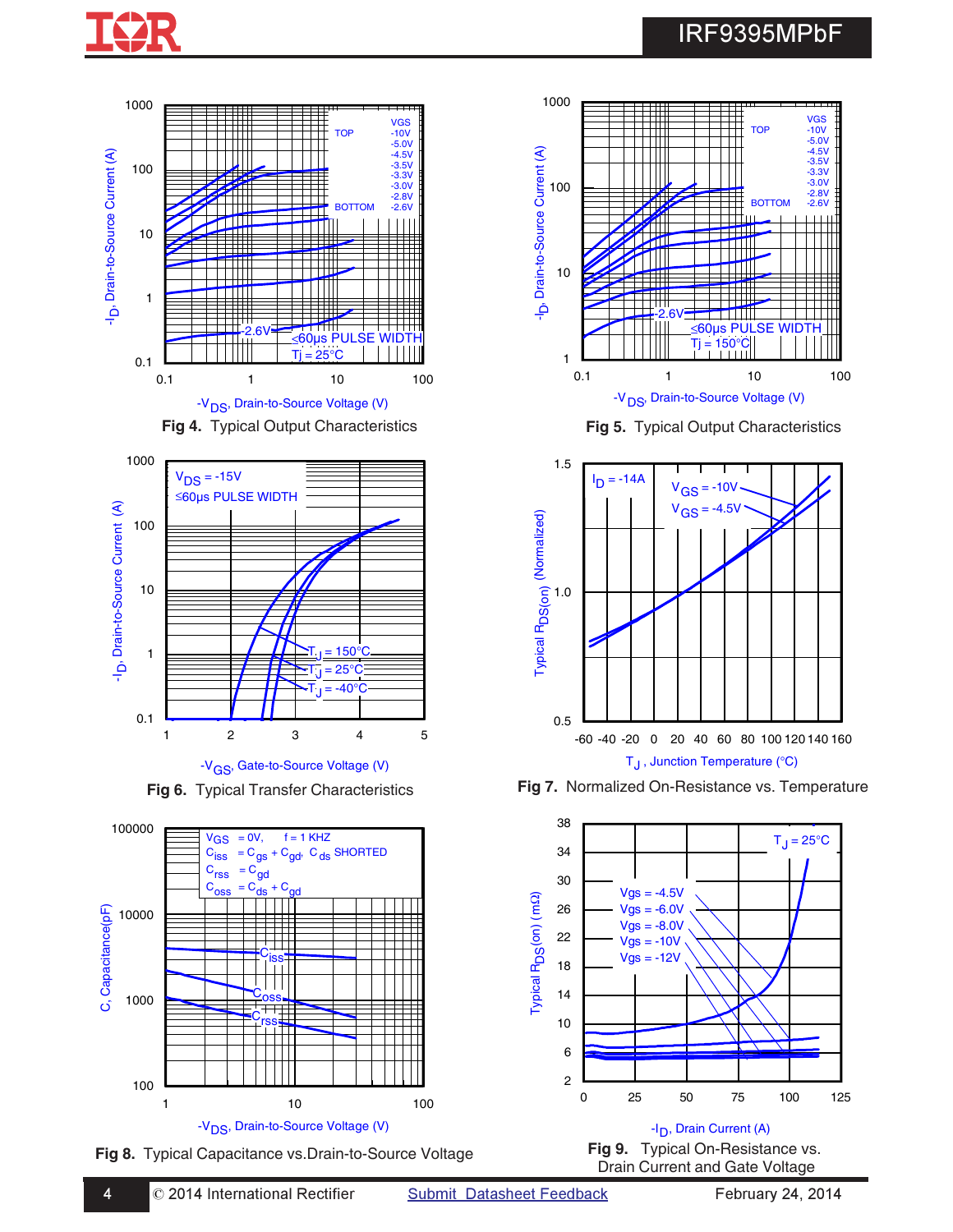Fig 4. Typical Output Characteristics

Fig 5. Typical Output Characteristics

Fig 6. Typical Transfer Characteristics

Fig 7. Normalized On-Resistance vs. Temperature

Fig 8. Typical Capacitance vs.Drain-to-Source Voltage

Fig 9. Typical On-Resistance vs. Drain Current and Gate Voltage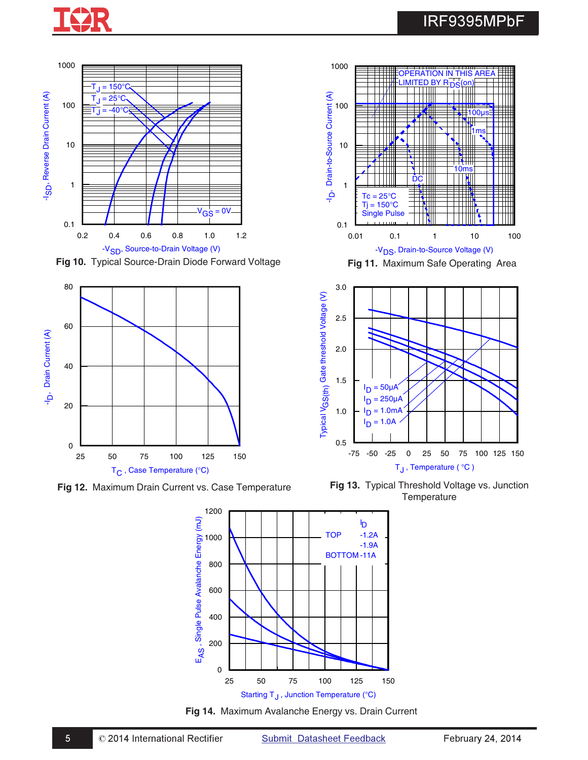Fig 10. Typical Source-Drain Diode Forward Voltage

Fig 11. Maximum Safe Operating Area

Fig 12. Maximum Drain Current vs. Case Temperature

Fig 13. Typical Threshold Voltage vs. Junction Temperature

Fig 14. Maximum Avalanche Energy vs. Drain Current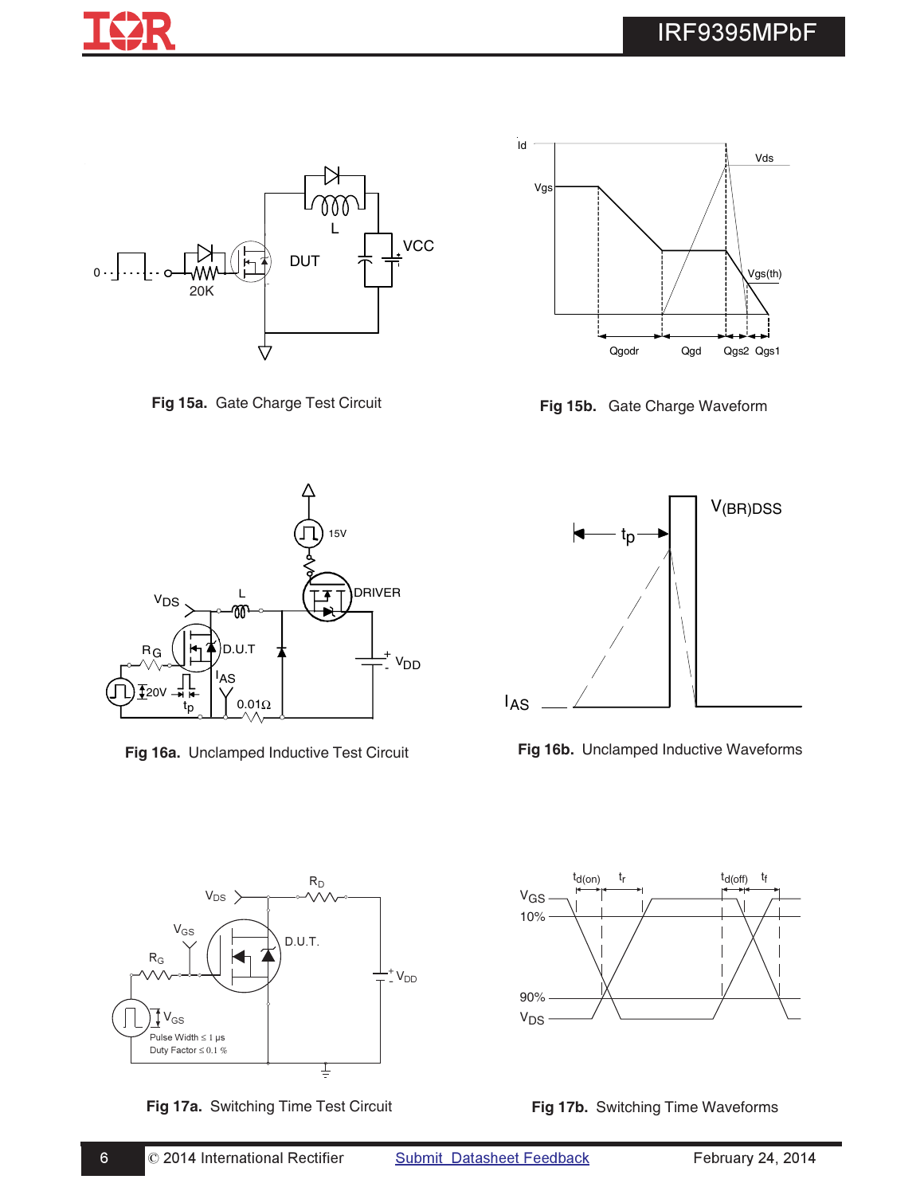**Fig 15a.** Gate Charge Test Circuit

**Fig 15b.** Gate Charge Waveform

**Fig 16a.** Unclamped Inductive Test Circuit

**Fig 16b.** Unclamped Inductive Waveforms

**Fig 17a.** Switching Time Test Circuit

**Fig 17b.** Switching Time Waveforms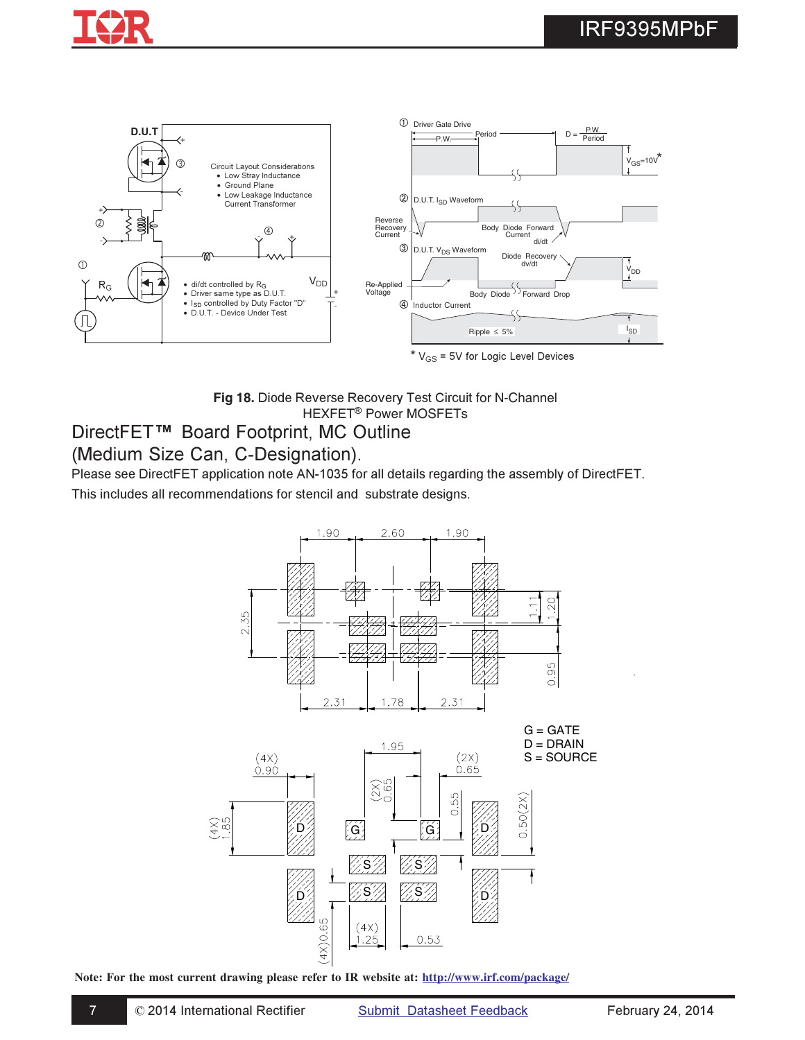Fig 18. Diode Reverse Recovery Test Circuit for N-Channel HEXFET® Power MOSFETs

## DirectFET™ Board Footprint, MC Outline (Medium Size Can, C-Designation).

Please see DirectFET application note AN-1035 for all details regarding the assembly of DirectFET. This includes all recommendations for stencil and substrate designs.

G = GATE
D = DRAIN
S = SOURCE

**Note: For the most current drawing please refer to IR website at: http://www.irf.com/package/**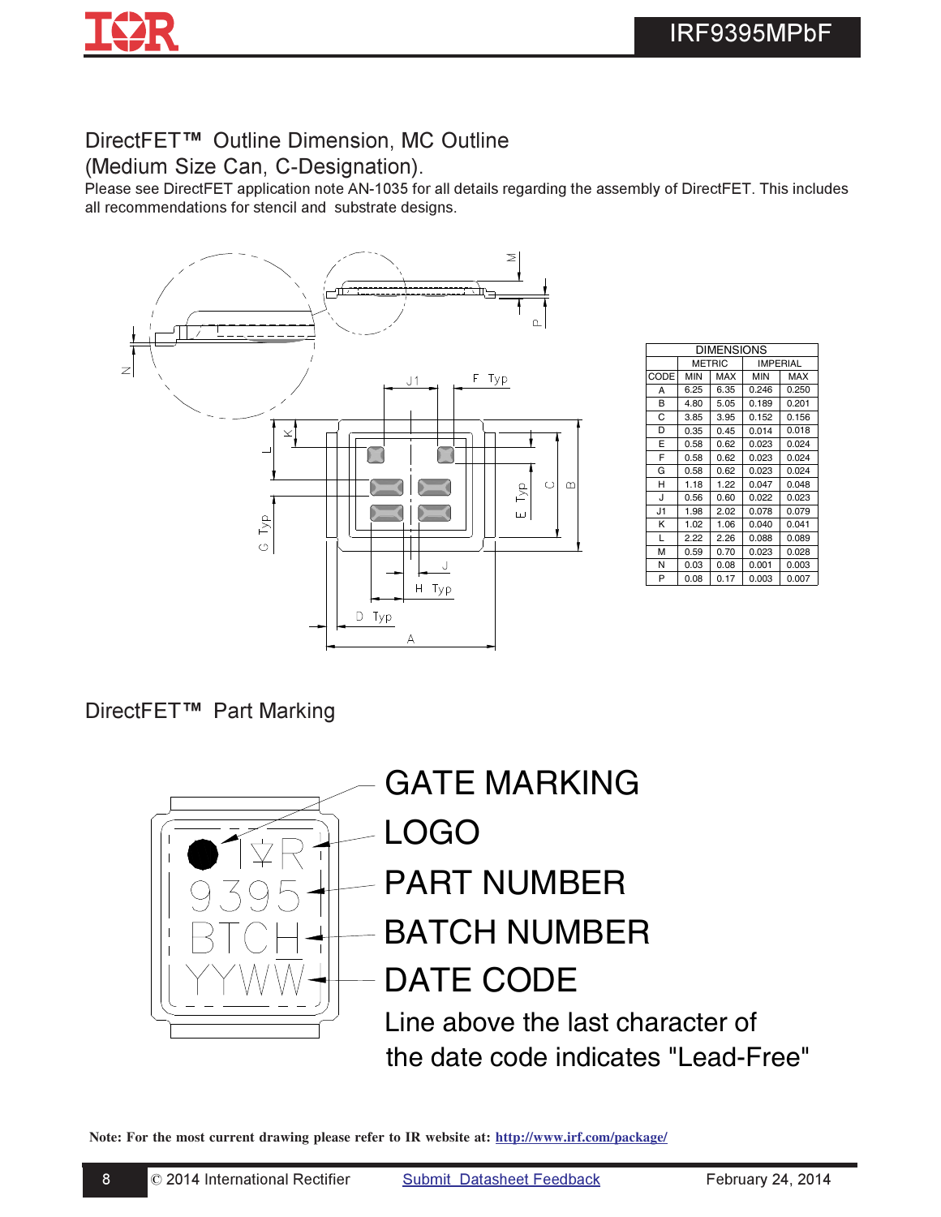## DirectFET™ Outline Dimension, MC Outline (Medium Size Can, C-Designation).

Please see DirectFET application note AN-1035 for all details regarding the assembly of DirectFET. This includes all recommendations for stencil and substrate designs.

| DIMENSIONS | | | | |
|---|---|---|---|---|
| | METRIC | | IMPERIAL | |
| CODE | MIN | MAX | MIN | MAX |
| A | 6.25 | 6.35 | 0.246 | 0.250 |
| B | 4.80 | 5.05 | 0.189 | 0.201 |
| C | 3.85 | 3.95 | 0.152 | 0.156 |
| D | 0.35 | 0.45 | 0.014 | 0.018 |
| E | 0.58 | 0.62 | 0.023 | 0.024 |
| F | 0.58 | 0.62 | 0.023 | 0.024 |
| G | 0.58 | 0.62 | 0.023 | 0.024 |
| H | 1.18 | 1.22 | 0.047 | 0.048 |
| J | 0.56 | 0.60 | 0.022 | 0.023 |
| J1 | 1.98 | 2.02 | 0.078 | 0.079 |
| K | 1.02 | 1.06 | 0.040 | 0.041 |
| L | 2.22 | 2.26 | 0.088 | 0.089 |
| M | 0.59 | 0.70 | 0.023 | 0.028 |
| N | 0.03 | 0.08 | 0.001 | 0.003 |
| P | 0.08 | 0.17 | 0.003 | 0.007 |

## DirectFET™ Part Marking

- GATE MARKING
- LOGO
- PART NUMBER
- BATCH NUMBER
- DATE CODE

Line above the last character of the date code indicates "Lead-Free"

**Note: For the most current drawing please refer to IR website at: http://www.irf.com/package/**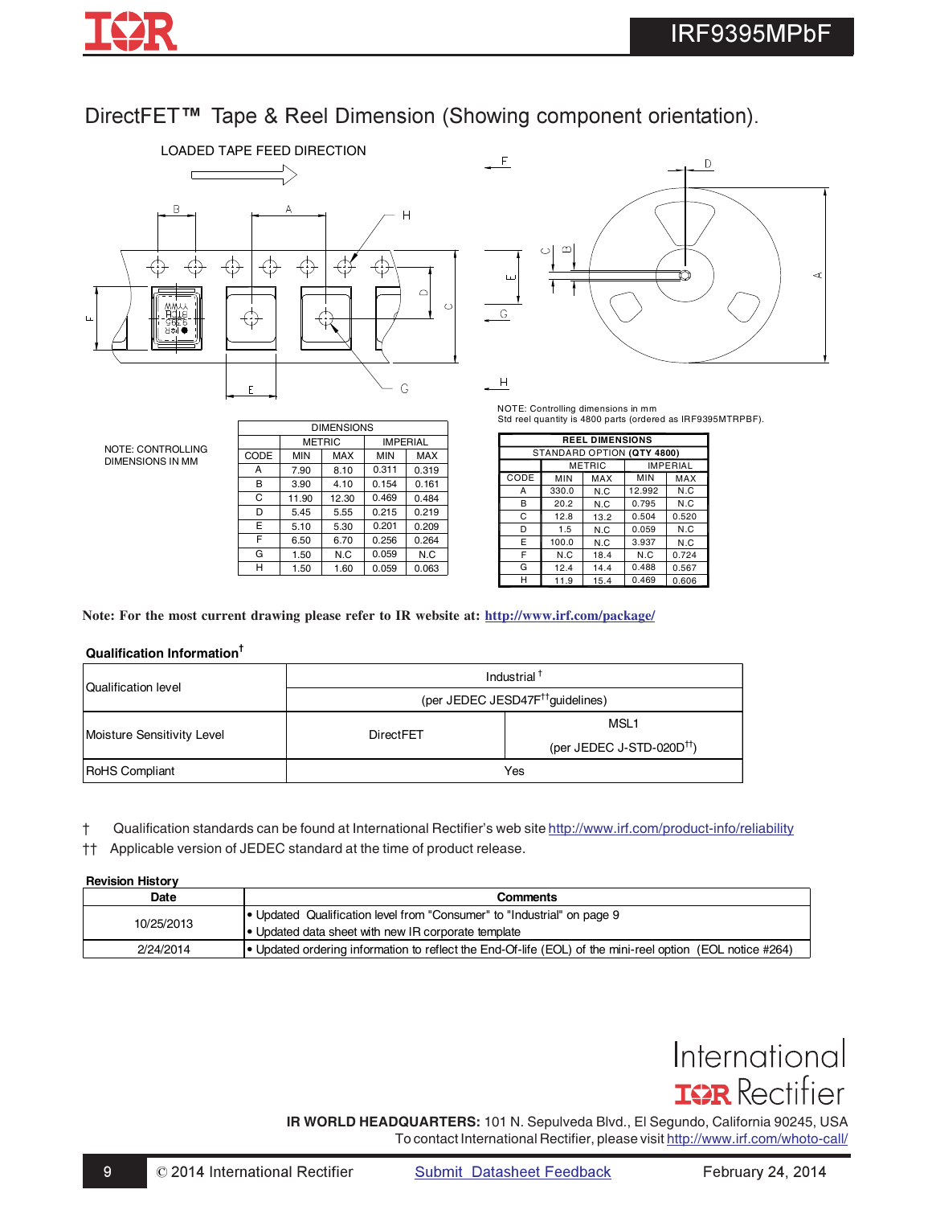## DirectFET™ Tape & Reel Dimension (Showing component orientation).

LOADED TAPE FEED DIRECTION

NOTE: CONTROLLING DIMENSIONS IN MM

| DIMENSIONS | | | | |
|---|---|---|---|---|
| | METRIC | | IMPERIAL | |
| CODE | MIN | MAX | MIN | MAX |
| A | 7.90 | 8.10 | 0.311 | 0.319 |
| B | 3.90 | 4.10 | 0.154 | 0.161 |
| C | 11.90 | 12.30 | 0.469 | 0.484 |
| D | 5.45 | 5.55 | 0.215 | 0.219 |
| E | 5.10 | 5.30 | 0.201 | 0.209 |
| F | 6.50 | 6.70 | 0.256 | 0.264 |
| G | 1.50 | N.C | 0.059 | N.C |
| H | 1.50 | 1.60 | 0.059 | 0.063 |

NOTE: Controlling dimensions in mm
Std reel quantity is 4800 parts (ordered as IRF9395MTRPBF).

| REEL DIMENSIONS | | | | |
|---|---|---|---|---|
| STANDARD OPTION (QTY 4800) | | | | |
| | METRIC | | IMPERIAL | |
| CODE | MIN | MAX | MIN | MAX |
| A | 330.0 | N.C | 12.992 | N.C |
| B | 20.2 | N.C | 0.795 | N.C |
| C | 12.8 | 13.2 | 0.504 | 0.520 |
| D | 1.5 | N.C | 0.059 | N.C |
| E | 100.0 | N.C | 3.937 | N.C |
| F | N.C | 18.4 | N.C | 0.724 |
| G | 12.4 | 14.4 | 0.488 | 0.567 |
| H | 11.9 | 15.4 | 0.469 | 0.606 |

**Note: For the most current drawing please refer to IR website at: http://www.irf.com/package/**

### Qualification Information†

| | | |
|---|---|---|
| Qualification level | Industrial † (per JEDEC JESD47F†† guidelines) | |
| Moisture Sensitivity Level | DirectFET | MSL1 (per JEDEC J-STD-020D††) |
| RoHS Compliant | Yes | |

† Qualification standards can be found at International Rectifier's web site http://www.irf.com/product-info/reliability

†† Applicable version of JEDEC standard at the time of product release.

### Revision History

| Date | Comments |
|---|---|
| 10/25/2013 | • Updated Qualification level from "Consumer" to "Industrial" on page 9<br>• Updated data sheet with new IR corporate template |
| 2/24/2014 | • Updated ordering information to reflect the End-Of-life (EOL) of the mini-reel option (EOL notice #264) |

**IR WORLD HEADQUARTERS:** 101 N. Sepulveda Blvd., El Segundo, California 90245, USA
To contact International Rectifier, please visit http://www.irf.com/whoto-call/